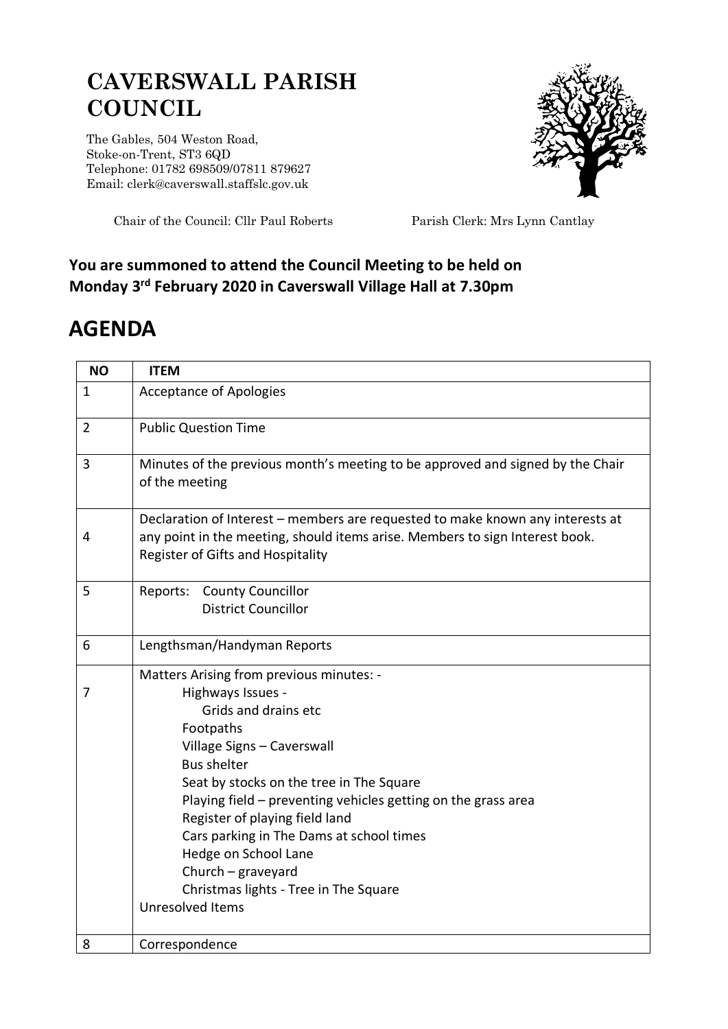# CAVERSWALL PARISH COUNCIL

The Gables, 504 Weston Road,
Stoke-on-Trent, ST3 6QD
Telephone: 01782 698509/07811 879627
Email: clerk@caverswall.staffslc.gov.uk

Chair of the Council: Cllr Paul Roberts    Parish Clerk: Mrs Lynn Cantlay

**You are summoned to attend the Council Meeting to be held on Monday 3rd February 2020 in Caverswall Village Hall at 7.30pm**

## AGENDA

| NO | ITEM |
|---|---|
| 1 | Acceptance of Apologies |
| 2 | Public Question Time |
| 3 | Minutes of the previous month's meeting to be approved and signed by the Chair of the meeting |
| 4 | Declaration of Interest – members are requested to make known any interests at any point in the meeting, should items arise. Members to sign Interest book. Register of Gifts and Hospitality |
| 5 | Reports: County Councillor<br>District Councillor |
| 6 | Lengthsman/Handyman Reports |
| 7 | Matters Arising from previous minutes: -<br>Highways Issues -<br>Grids and drains etc<br>Footpaths<br>Village Signs – Caverswall<br>Bus shelter<br>Seat by stocks on the tree in The Square<br>Playing field – preventing vehicles getting on the grass area<br>Register of playing field land<br>Cars parking in The Dams at school times<br>Hedge on School Lane<br>Church – graveyard<br>Christmas lights - Tree in The Square<br>Unresolved Items |
| 8 | Correspondence |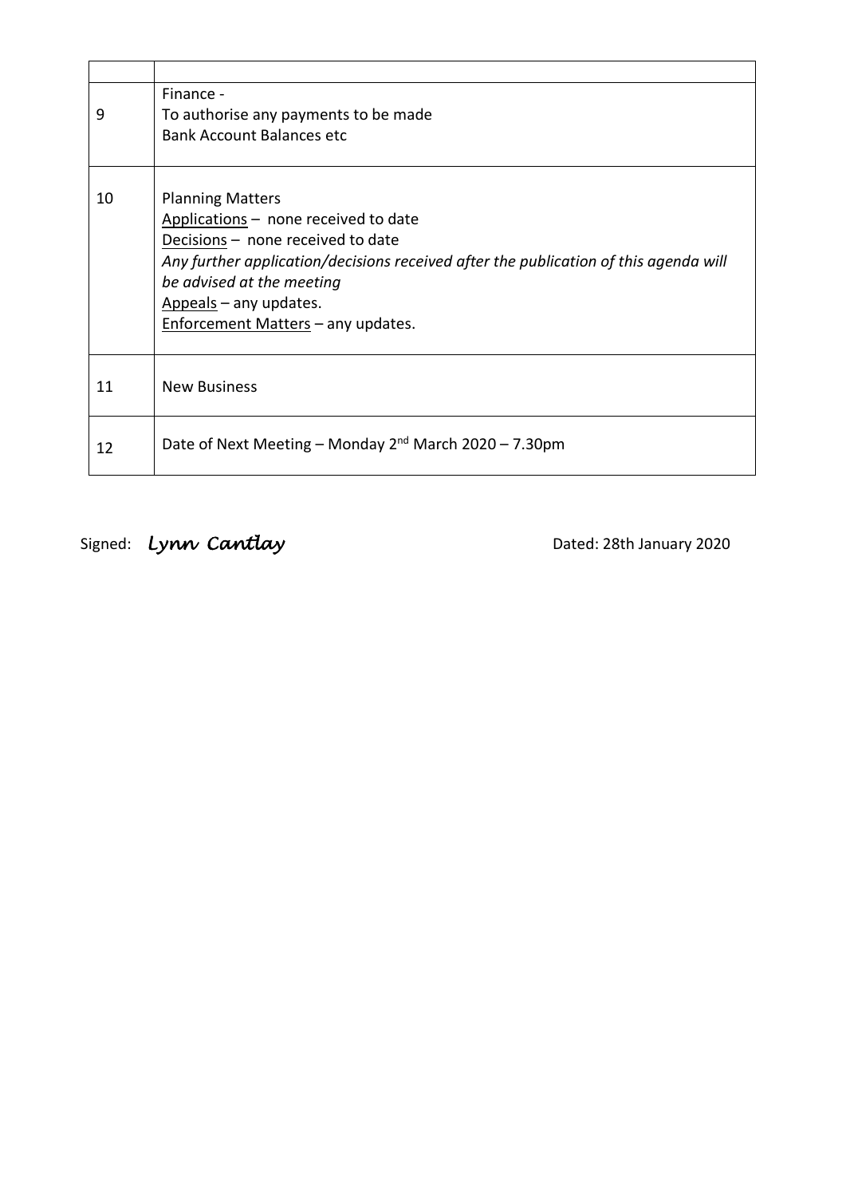| | |
|---|---|
| | |
| 9 | Finance -<br>To authorise any payments to be made<br>Bank Account Balances etc |
| 10 | Planning Matters<br>Applications – none received to date<br>Decisions – none received to date<br>*Any further application/decisions received after the publication of this agenda will be advised at the meeting*<br>Appeals – any updates.<br>Enforcement Matters – any updates. |
| 11 | New Business |
| 12 | Date of Next Meeting – Monday 2nd March 2020 – 7.30pm |

Signed: *Lynn Cantlay* Dated: 28th January 2020